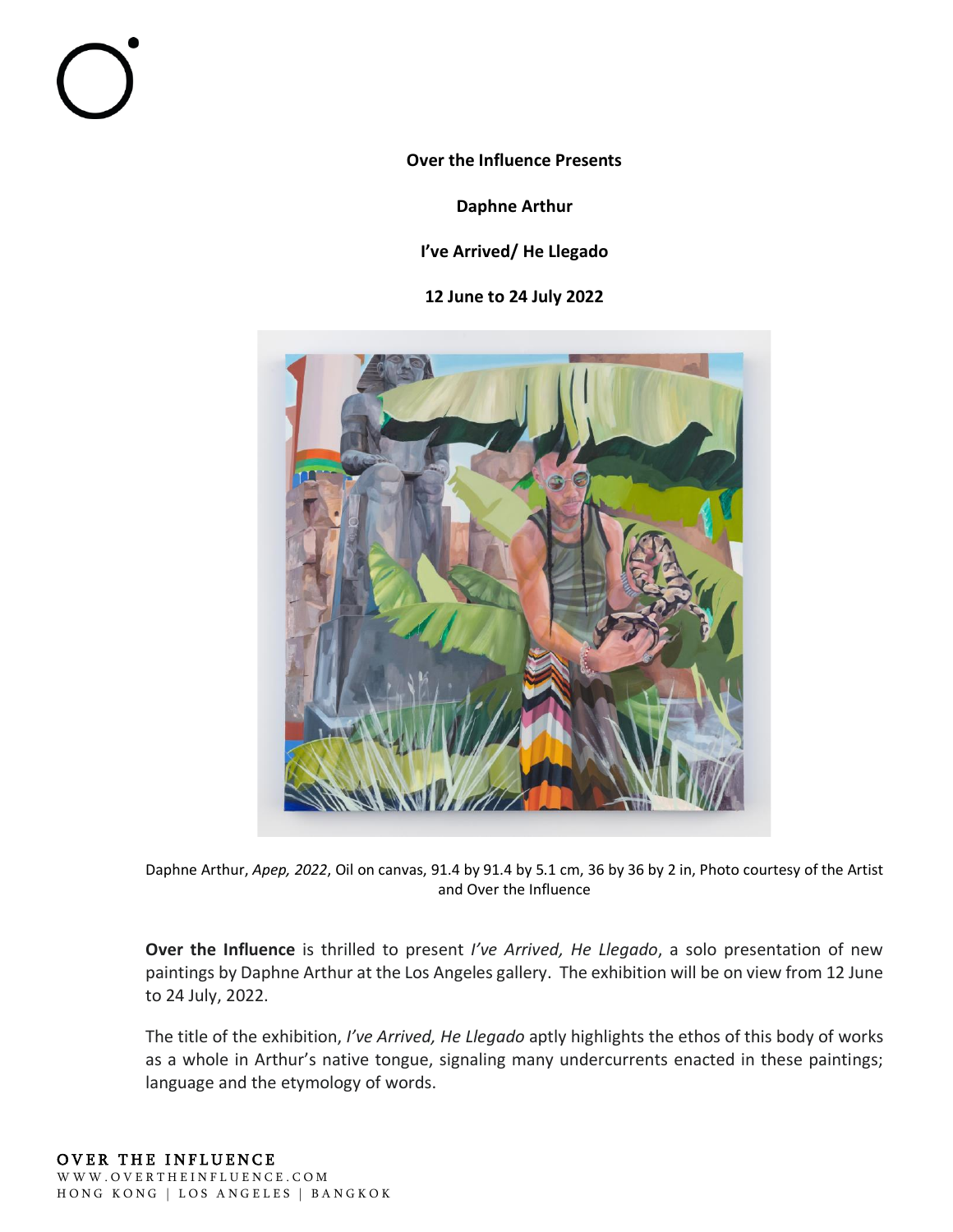**Over the Influence Presents**

**Daphne Arthur**

**I've Arrived/ He Llegado**

**12 June to 24 July 2022**

Daphne Arthur, *Apep, 2022*, Oil on canvas, 91.4 by 91.4 by 5.1 cm, 36 by 36 by 2 in, Photo courtesy of the Artist and Over the Influence

**Over the Influence** is thrilled to present *I've Arrived, He Llegado*, a solo presentation of new paintings by Daphne Arthur at the Los Angeles gallery. The exhibition will be on view from 12 June to 24 July, 2022.

The title of the exhibition, *I've Arrived, He Llegado* aptly highlights the ethos of this body of works as a whole in Arthur's native tongue, signaling many undercurrents enacted in these paintings; language and the etymology of words.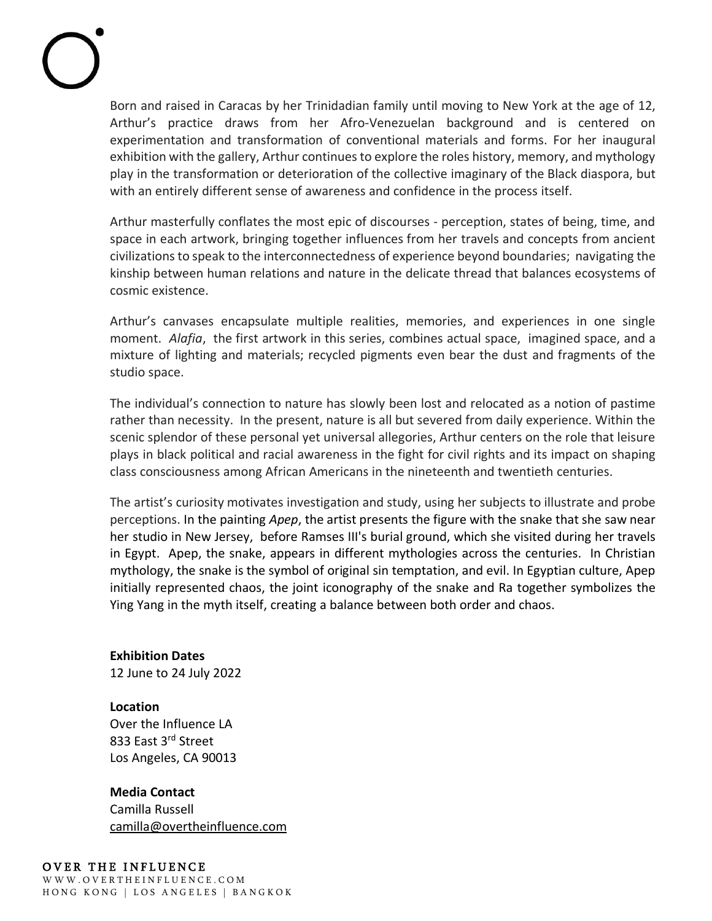Born and raised in Caracas by her Trinidadian family until moving to New York at the age of 12, Arthur's practice draws from her Afro-Venezuelan background and is centered on experimentation and transformation of conventional materials and forms. For her inaugural exhibition with the gallery, Arthur continues to explore the roles history, memory, and mythology play in the transformation or deterioration of the collective imaginary of the Black diaspora, but with an entirely different sense of awareness and confidence in the process itself.

Arthur masterfully conflates the most epic of discourses - perception, states of being, time, and space in each artwork, bringing together influences from her travels and concepts from ancient civilizations to speak to the interconnectedness of experience beyond boundaries; navigating the kinship between human relations and nature in the delicate thread that balances ecosystems of cosmic existence.

Arthur's canvases encapsulate multiple realities, memories, and experiences in one single moment. *Alafia*, the first artwork in this series, combines actual space, imagined space, and a mixture of lighting and materials; recycled pigments even bear the dust and fragments of the studio space.

The individual's connection to nature has slowly been lost and relocated as a notion of pastime rather than necessity. In the present, nature is all but severed from daily experience. Within the scenic splendor of these personal yet universal allegories, Arthur centers on the role that leisure plays in black political and racial awareness in the fight for civil rights and its impact on shaping class consciousness among African Americans in the nineteenth and twentieth centuries.

The artist's curiosity motivates investigation and study, using her subjects to illustrate and probe perceptions. In the painting *Apep*, the artist presents the figure with the snake that she saw near her studio in New Jersey, before Ramses III's burial ground, which she visited during her travels in Egypt. Apep, the snake, appears in different mythologies across the centuries. In Christian mythology, the snake is the symbol of original sin temptation, and evil. In Egyptian culture, Apep initially represented chaos, the joint iconography of the snake and Ra together symbolizes the Ying Yang in the myth itself, creating a balance between both order and chaos.

**Exhibition Dates**
12 June to 24 July 2022

**Location**
Over the Influence LA
833 East 3rd Street
Los Angeles, CA 90013

**Media Contact**
Camilla Russell
camilla@overtheinfluence.com

OVER THE INFLUENCE
WWW.OVERTHEINFLUENCE.COM
HONG KONG | LOS ANGELES | BANGKOK